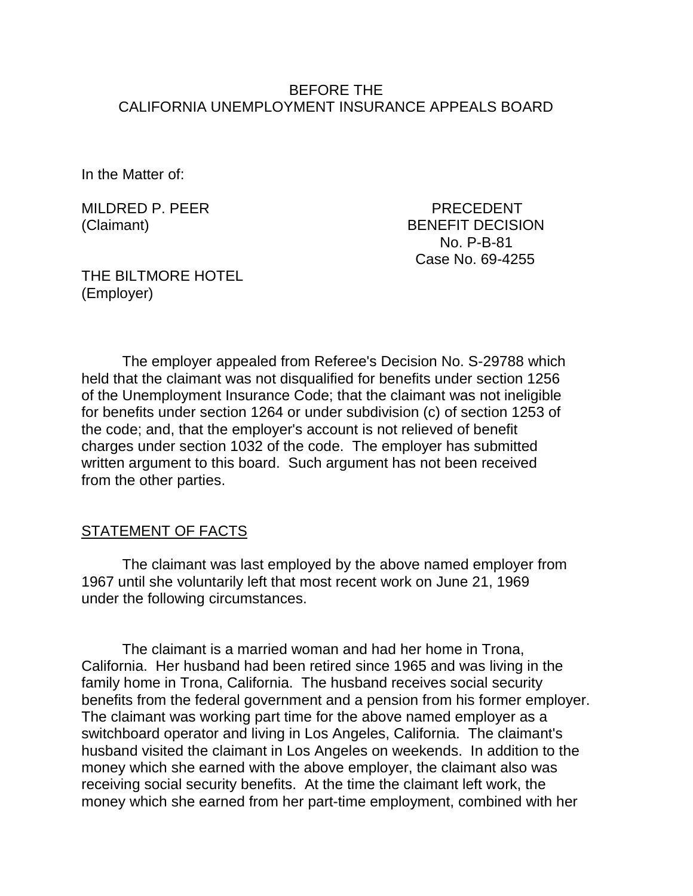BEFORE THE
CALIFORNIA UNEMPLOYMENT INSURANCE APPEALS BOARD

In the Matter of:

MILDRED P. PEER
(Claimant)

PRECEDENT
BENEFIT DECISION
No. P-B-81
Case No. 69-4255

THE BILTMORE HOTEL
(Employer)

The employer appealed from Referee's Decision No. S-29788 which held that the claimant was not disqualified for benefits under section 1256 of the Unemployment Insurance Code; that the claimant was not ineligible for benefits under section 1264 or under subdivision (c) of section 1253 of the code; and, that the employer's account is not relieved of benefit charges under section 1032 of the code. The employer has submitted written argument to this board. Such argument has not been received from the other parties.

STATEMENT OF FACTS

The claimant was last employed by the above named employer from 1967 until she voluntarily left that most recent work on June 21, 1969 under the following circumstances.

The claimant is a married woman and had her home in Trona, California. Her husband had been retired since 1965 and was living in the family home in Trona, California. The husband receives social security benefits from the federal government and a pension from his former employer. The claimant was working part time for the above named employer as a switchboard operator and living in Los Angeles, California. The claimant's husband visited the claimant in Los Angeles on weekends. In addition to the money which she earned with the above employer, the claimant also was receiving social security benefits. At the time the claimant left work, the money which she earned from her part-time employment, combined with her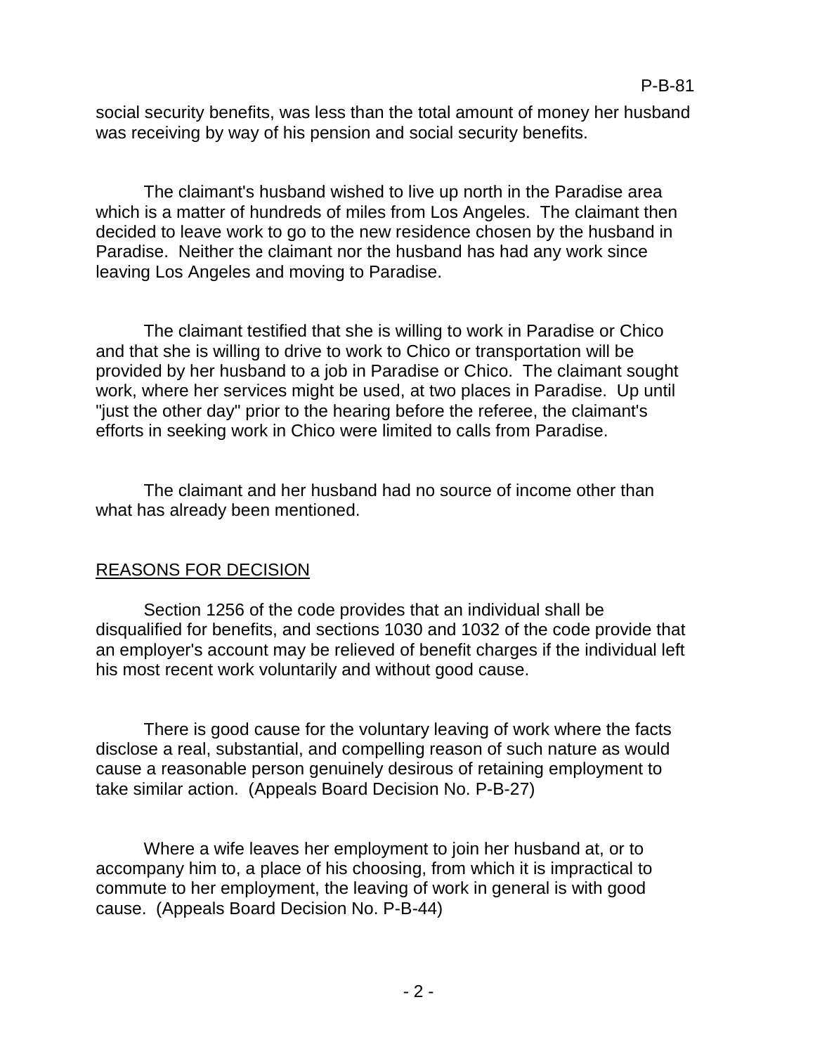social security benefits, was less than the total amount of money her husband was receiving by way of his pension and social security benefits.

The claimant's husband wished to live up north in the Paradise area which is a matter of hundreds of miles from Los Angeles. The claimant then decided to leave work to go to the new residence chosen by the husband in Paradise. Neither the claimant nor the husband has had any work since leaving Los Angeles and moving to Paradise.

The claimant testified that she is willing to work in Paradise or Chico and that she is willing to drive to work to Chico or transportation will be provided by her husband to a job in Paradise or Chico. The claimant sought work, where her services might be used, at two places in Paradise. Up until "just the other day" prior to the hearing before the referee, the claimant's efforts in seeking work in Chico were limited to calls from Paradise.

The claimant and her husband had no source of income other than what has already been mentioned.

## REASONS FOR DECISION

Section 1256 of the code provides that an individual shall be disqualified for benefits, and sections 1030 and 1032 of the code provide that an employer's account may be relieved of benefit charges if the individual left his most recent work voluntarily and without good cause.

There is good cause for the voluntary leaving of work where the facts disclose a real, substantial, and compelling reason of such nature as would cause a reasonable person genuinely desirous of retaining employment to take similar action. (Appeals Board Decision No. P-B-27)

Where a wife leaves her employment to join her husband at, or to accompany him to, a place of his choosing, from which it is impractical to commute to her employment, the leaving of work in general is with good cause. (Appeals Board Decision No. P-B-44)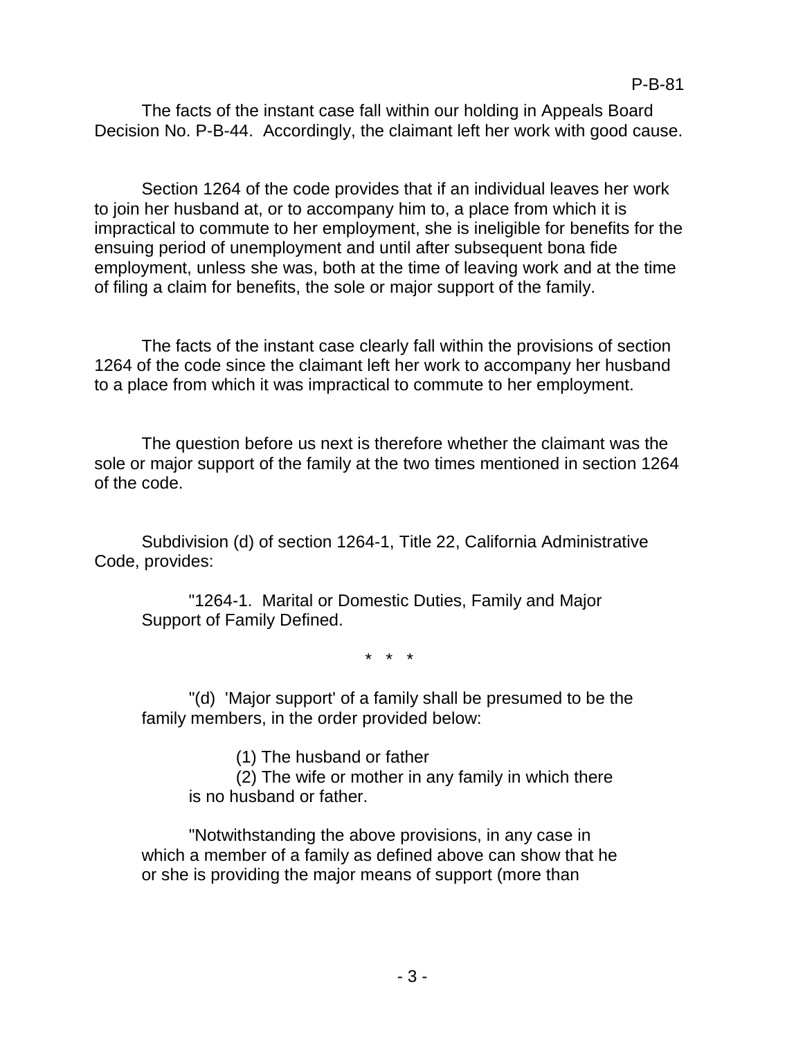The facts of the instant case fall within our holding in Appeals Board Decision No. P-B-44. Accordingly, the claimant left her work with good cause.

Section 1264 of the code provides that if an individual leaves her work to join her husband at, or to accompany him to, a place from which it is impractical to commute to her employment, she is ineligible for benefits for the ensuing period of unemployment and until after subsequent bona fide employment, unless she was, both at the time of leaving work and at the time of filing a claim for benefits, the sole or major support of the family.

The facts of the instant case clearly fall within the provisions of section 1264 of the code since the claimant left her work to accompany her husband to a place from which it was impractical to commute to her employment.

The question before us next is therefore whether the claimant was the sole or major support of the family at the two times mentioned in section 1264 of the code.

Subdivision (d) of section 1264-1, Title 22, California Administrative Code, provides:

> "1264-1. Marital or Domestic Duties, Family and Major Support of Family Defined.
>
> \* \* \*
>
> "(d) 'Major support' of a family shall be presumed to be the family members, in the order provided below:
>
> > (1) The husband or father
> > (2) The wife or mother in any family in which there is no husband or father.
>
> "Notwithstanding the above provisions, in any case in which a member of a family as defined above can show that he or she is providing the major means of support (more than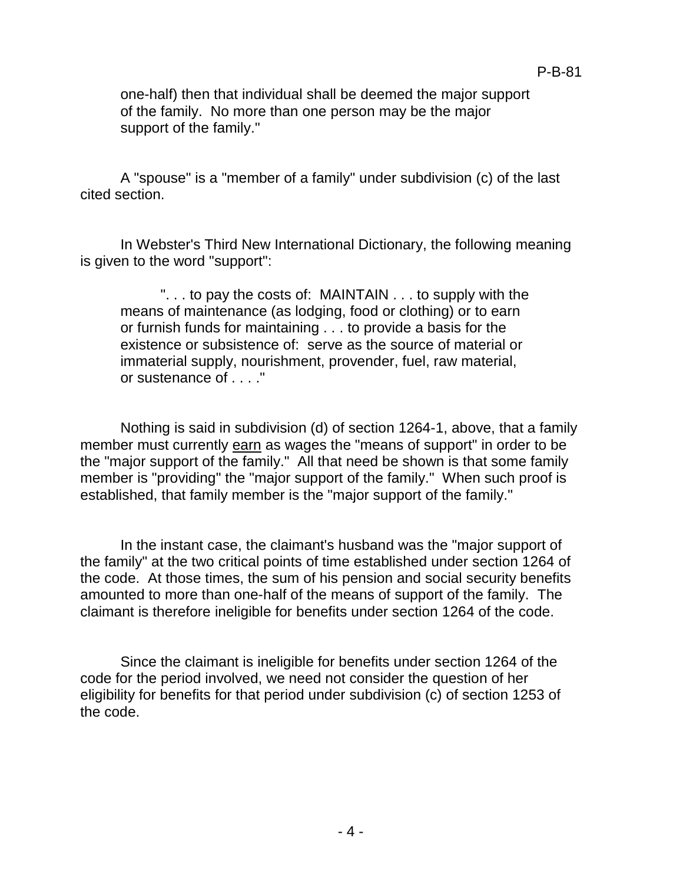one-half) then that individual shall be deemed the major support of the family. No more than one person may be the major support of the family."

A "spouse" is a "member of a family" under subdivision (c) of the last cited section.

In Webster's Third New International Dictionary, the following meaning is given to the word "support":

> ". . . to pay the costs of: MAINTAIN . . . to supply with the means of maintenance (as lodging, food or clothing) or to earn or furnish funds for maintaining . . . to provide a basis for the existence or subsistence of: serve as the source of material or immaterial supply, nourishment, provender, fuel, raw material, or sustenance of . . . ."

Nothing is said in subdivision (d) of section 1264-1, above, that a family member must currently <u>earn</u> as wages the "means of support" in order to be the "major support of the family." All that need be shown is that some family member is "providing" the "major support of the family." When such proof is established, that family member is the "major support of the family."

In the instant case, the claimant's husband was the "major support of the family" at the two critical points of time established under section 1264 of the code. At those times, the sum of his pension and social security benefits amounted to more than one-half of the means of support of the family. The claimant is therefore ineligible for benefits under section 1264 of the code.

Since the claimant is ineligible for benefits under section 1264 of the code for the period involved, we need not consider the question of her eligibility for benefits for that period under subdivision (c) of section 1253 of the code.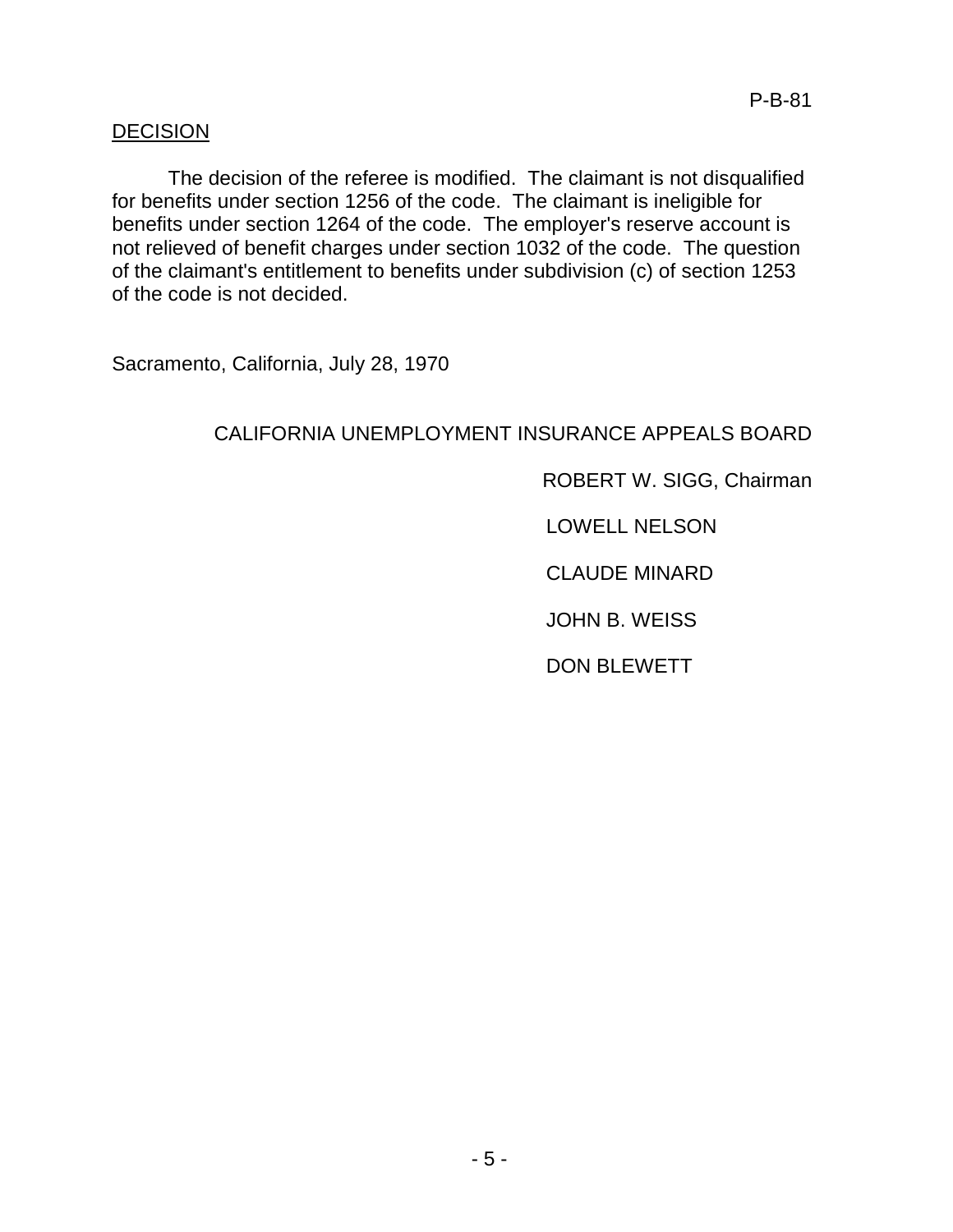## DECISION

The decision of the referee is modified. The claimant is not disqualified for benefits under section 1256 of the code. The claimant is ineligible for benefits under section 1264 of the code. The employer's reserve account is not relieved of benefit charges under section 1032 of the code. The question of the claimant's entitlement to benefits under subdivision (c) of section 1253 of the code is not decided.

Sacramento, California, July 28, 1970

CALIFORNIA UNEMPLOYMENT INSURANCE APPEALS BOARD

ROBERT W. SIGG, Chairman

LOWELL NELSON

CLAUDE MINARD

JOHN B. WEISS

DON BLEWETT